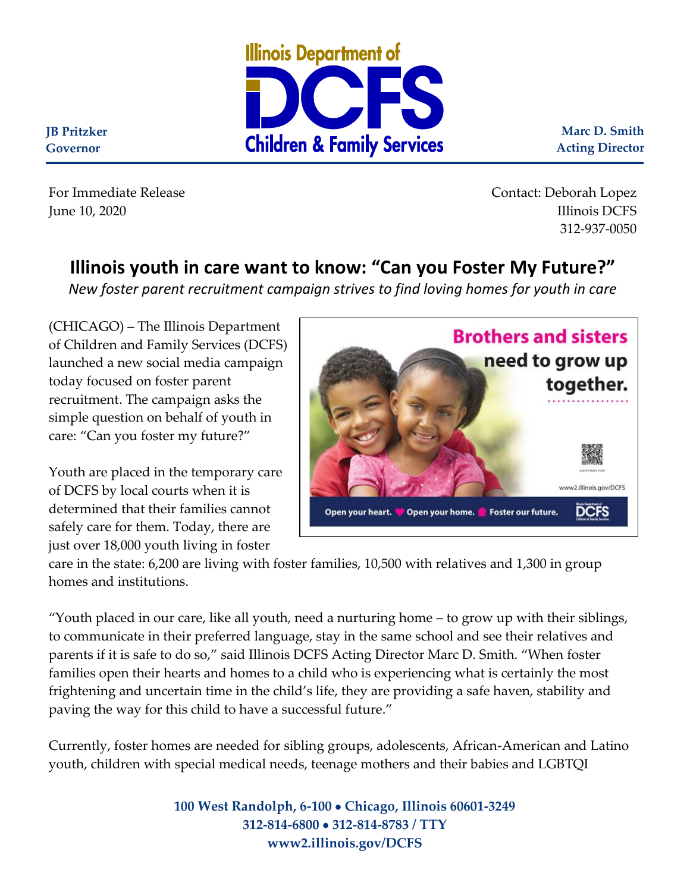JB Pritzker
Governor

Illinois Department of
DCFS
Children & Family Services

Marc D. Smith
Acting Director

For Immediate Release
June 10, 2020

Contact: Deborah Lopez
Illinois DCFS
312-937-0050

# Illinois youth in care want to know: "Can you Foster My Future?"

*New foster parent recruitment campaign strives to find loving homes for youth in care*

(CHICAGO) – The Illinois Department of Children and Family Services (DCFS) launched a new social media campaign today focused on foster parent recruitment. The campaign asks the simple question on behalf of youth in care: "Can you foster my future?"

Youth are placed in the temporary care of DCFS by local courts when it is determined that their families cannot safely care for them. Today, there are just over 18,000 youth living in foster care in the state: 6,200 are living with foster families, 10,500 with relatives and 1,300 in group homes and institutions.

"Youth placed in our care, like all youth, need a nurturing home – to grow up with their siblings, to communicate in their preferred language, stay in the same school and see their relatives and parents if it is safe to do so," said Illinois DCFS Acting Director Marc D. Smith. "When foster families open their hearts and homes to a child who is experiencing what is certainly the most frightening and uncertain time in the child's life, they are providing a safe haven, stability and paving the way for this child to have a successful future."

Currently, foster homes are needed for sibling groups, adolescents, African-American and Latino youth, children with special medical needs, teenage mothers and their babies and LGBTQI

100 West Randolph, 6-100 • Chicago, Illinois 60601-3249
312-814-6800 • 312-814-8783 / TTY
www2.illinois.gov/DCFS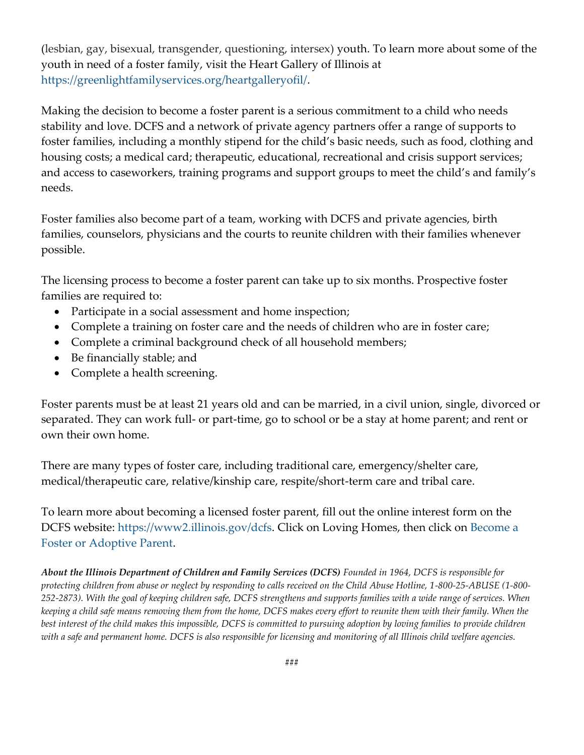(lesbian, gay, bisexual, transgender, questioning, intersex) youth. To learn more about some of the youth in need of a foster family, visit the Heart Gallery of Illinois at https://greenlightfamilyservices.org/heartgalleryofil/.

Making the decision to become a foster parent is a serious commitment to a child who needs stability and love. DCFS and a network of private agency partners offer a range of supports to foster families, including a monthly stipend for the child's basic needs, such as food, clothing and housing costs; a medical card; therapeutic, educational, recreational and crisis support services; and access to caseworkers, training programs and support groups to meet the child's and family's needs.

Foster families also become part of a team, working with DCFS and private agencies, birth families, counselors, physicians and the courts to reunite children with their families whenever possible.

The licensing process to become a foster parent can take up to six months. Prospective foster families are required to:

- Participate in a social assessment and home inspection;
- Complete a training on foster care and the needs of children who are in foster care;
- Complete a criminal background check of all household members;
- Be financially stable; and
- Complete a health screening.

Foster parents must be at least 21 years old and can be married, in a civil union, single, divorced or separated. They can work full- or part-time, go to school or be a stay at home parent; and rent or own their own home.

There are many types of foster care, including traditional care, emergency/shelter care, medical/therapeutic care, relative/kinship care, respite/short-term care and tribal care.

To learn more about becoming a licensed foster parent, fill out the online interest form on the DCFS website: https://www2.illinois.gov/dcfs. Click on Loving Homes, then click on Become a Foster or Adoptive Parent.

***About the Illinois Department of Children and Family Services (DCFS)*** *Founded in 1964, DCFS is responsible for protecting children from abuse or neglect by responding to calls received on the Child Abuse Hotline, 1-800-25-ABUSE (1-800-252-2873). With the goal of keeping children safe, DCFS strengthens and supports families with a wide range of services. When keeping a child safe means removing them from the home, DCFS makes every effort to reunite them with their family. When the best interest of the child makes this impossible, DCFS is committed to pursuing adoption by loving families to provide children with a safe and permanent home. DCFS is also responsible for licensing and monitoring of all Illinois child welfare agencies.*

###